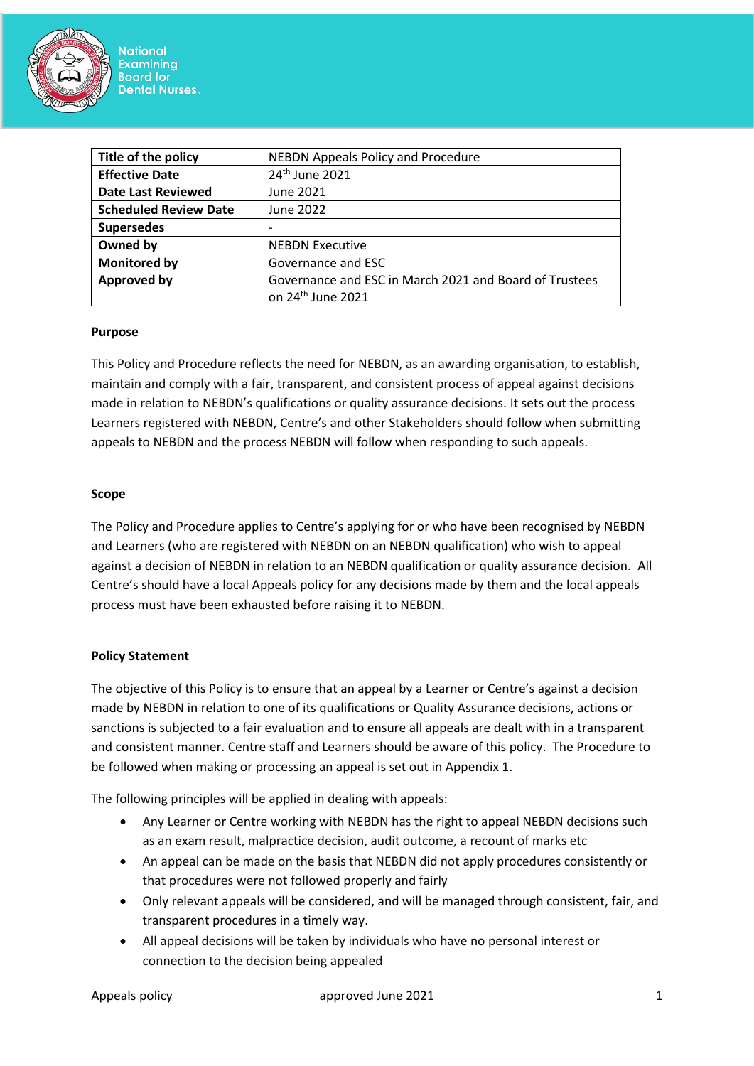National Examining Board for Dental Nurses.

| Title of the policy | NEBDN Appeals Policy and Procedure |
|---|---|
| Effective Date | 24th June 2021 |
| Date Last Reviewed | June 2021 |
| Scheduled Review Date | June 2022 |
| Supersedes | - |
| Owned by | NEBDN Executive |
| Monitored by | Governance and ESC |
| Approved by | Governance and ESC in March 2021 and Board of Trustees on 24th June 2021 |

**Purpose**

This Policy and Procedure reflects the need for NEBDN, as an awarding organisation, to establish, maintain and comply with a fair, transparent, and consistent process of appeal against decisions made in relation to NEBDN's qualifications or quality assurance decisions. It sets out the process Learners registered with NEBDN, Centre's and other Stakeholders should follow when submitting appeals to NEBDN and the process NEBDN will follow when responding to such appeals.

**Scope**

The Policy and Procedure applies to Centre's applying for or who have been recognised by NEBDN and Learners (who are registered with NEBDN on an NEBDN qualification) who wish to appeal against a decision of NEBDN in relation to an NEBDN qualification or quality assurance decision. All Centre's should have a local Appeals policy for any decisions made by them and the local appeals process must have been exhausted before raising it to NEBDN.

**Policy Statement**

The objective of this Policy is to ensure that an appeal by a Learner or Centre's against a decision made by NEBDN in relation to one of its qualifications or Quality Assurance decisions, actions or sanctions is subjected to a fair evaluation and to ensure all appeals are dealt with in a transparent and consistent manner. Centre staff and Learners should be aware of this policy. The Procedure to be followed when making or processing an appeal is set out in Appendix 1.

The following principles will be applied in dealing with appeals:

- Any Learner or Centre working with NEBDN has the right to appeal NEBDN decisions such as an exam result, malpractice decision, audit outcome, a recount of marks etc
- An appeal can be made on the basis that NEBDN did not apply procedures consistently or that procedures were not followed properly and fairly
- Only relevant appeals will be considered, and will be managed through consistent, fair, and transparent procedures in a timely way.
- All appeal decisions will be taken by individuals who have no personal interest or connection to the decision being appealed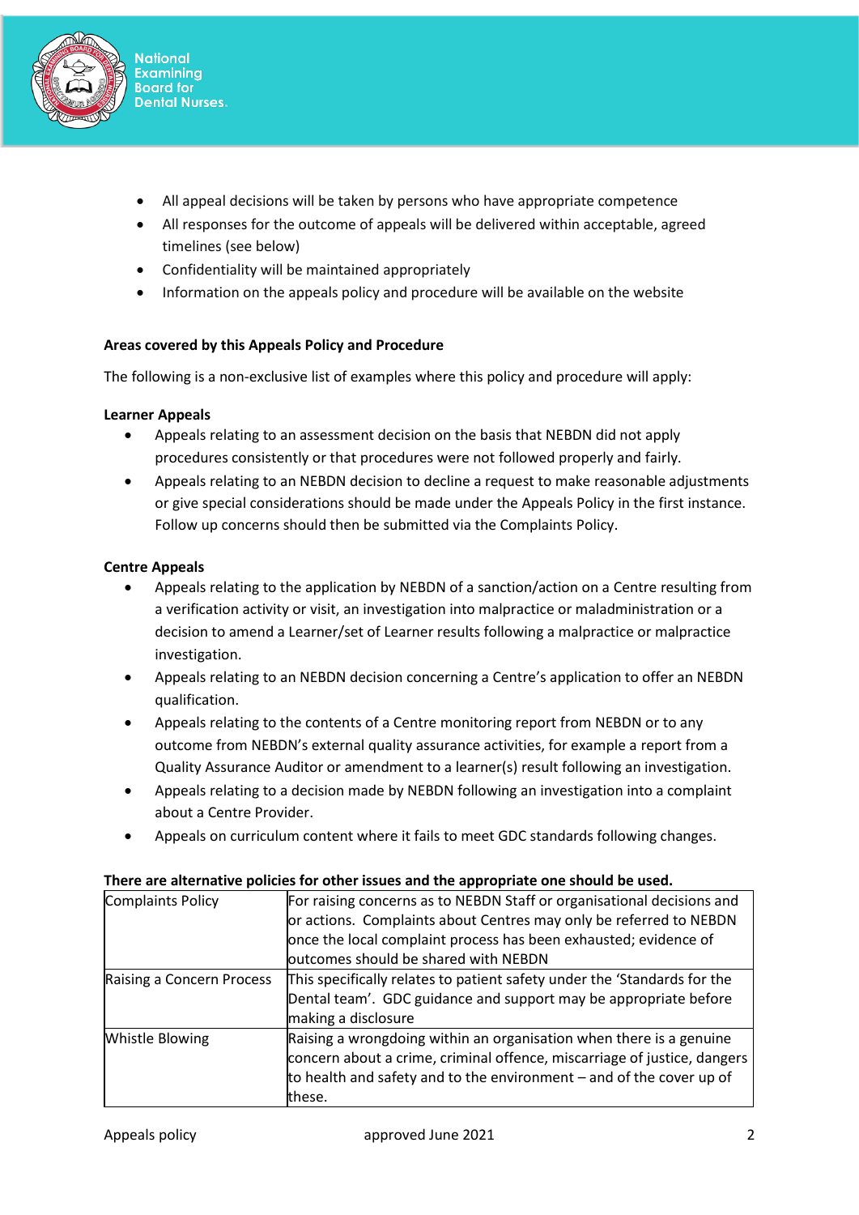- All appeal decisions will be taken by persons who have appropriate competence
- All responses for the outcome of appeals will be delivered within acceptable, agreed timelines (see below)
- Confidentiality will be maintained appropriately
- Information on the appeals policy and procedure will be available on the website

**Areas covered by this Appeals Policy and Procedure**

The following is a non-exclusive list of examples where this policy and procedure will apply:

**Learner Appeals**

- Appeals relating to an assessment decision on the basis that NEBDN did not apply procedures consistently or that procedures were not followed properly and fairly.
- Appeals relating to an NEBDN decision to decline a request to make reasonable adjustments or give special considerations should be made under the Appeals Policy in the first instance. Follow up concerns should then be submitted via the Complaints Policy.

**Centre Appeals**

- Appeals relating to the application by NEBDN of a sanction/action on a Centre resulting from a verification activity or visit, an investigation into malpractice or maladministration or a decision to amend a Learner/set of Learner results following a malpractice or malpractice investigation.
- Appeals relating to an NEBDN decision concerning a Centre's application to offer an NEBDN qualification.
- Appeals relating to the contents of a Centre monitoring report from NEBDN or to any outcome from NEBDN's external quality assurance activities, for example a report from a Quality Assurance Auditor or amendment to a learner(s) result following an investigation.
- Appeals relating to a decision made by NEBDN following an investigation into a complaint about a Centre Provider.
- Appeals on curriculum content where it fails to meet GDC standards following changes.

**There are alternative policies for other issues and the appropriate one should be used.**

| | |
|---|---|
| Complaints Policy | For raising concerns as to NEBDN Staff or organisational decisions and or actions. Complaints about Centres may only be referred to NEBDN once the local complaint process has been exhausted; evidence of outcomes should be shared with NEBDN |
| Raising a Concern Process | This specifically relates to patient safety under the 'Standards for the Dental team'. GDC guidance and support may be appropriate before making a disclosure |
| Whistle Blowing | Raising a wrongdoing within an organisation when there is a genuine concern about a crime, criminal offence, miscarriage of justice, dangers to health and safety and to the environment – and of the cover up of these. |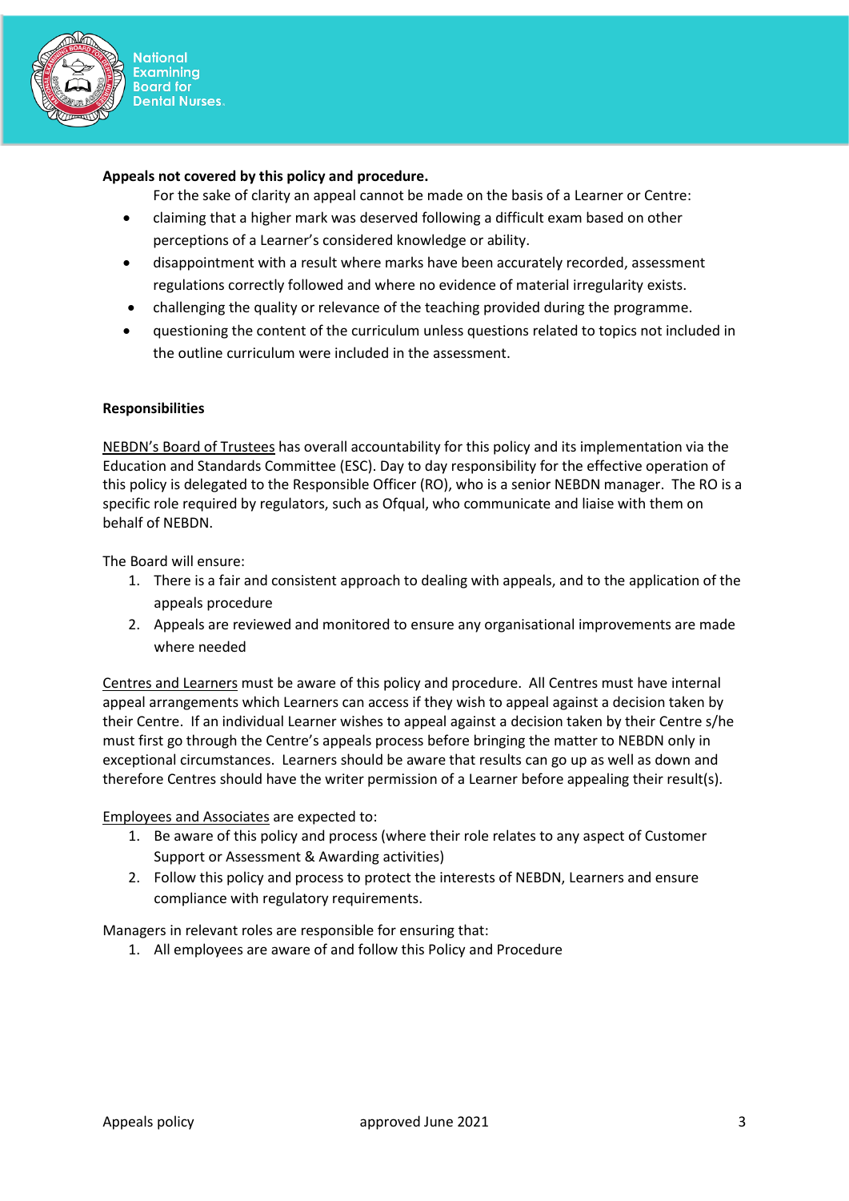**Appeals not covered by this policy and procedure.**

For the sake of clarity an appeal cannot be made on the basis of a Learner or Centre:

- claiming that a higher mark was deserved following a difficult exam based on other perceptions of a Learner's considered knowledge or ability.
- disappointment with a result where marks have been accurately recorded, assessment regulations correctly followed and where no evidence of material irregularity exists.
- challenging the quality or relevance of the teaching provided during the programme.
- questioning the content of the curriculum unless questions related to topics not included in the outline curriculum were included in the assessment.

**Responsibilities**

NEBDN's Board of Trustees has overall accountability for this policy and its implementation via the Education and Standards Committee (ESC). Day to day responsibility for the effective operation of this policy is delegated to the Responsible Officer (RO), who is a senior NEBDN manager. The RO is a specific role required by regulators, such as Ofqual, who communicate and liaise with them on behalf of NEBDN.

The Board will ensure:

1. There is a fair and consistent approach to dealing with appeals, and to the application of the appeals procedure
2. Appeals are reviewed and monitored to ensure any organisational improvements are made where needed

Centres and Learners must be aware of this policy and procedure. All Centres must have internal appeal arrangements which Learners can access if they wish to appeal against a decision taken by their Centre. If an individual Learner wishes to appeal against a decision taken by their Centre s/he must first go through the Centre's appeals process before bringing the matter to NEBDN only in exceptional circumstances. Learners should be aware that results can go up as well as down and therefore Centres should have the writer permission of a Learner before appealing their result(s).

Employees and Associates are expected to:

1. Be aware of this policy and process (where their role relates to any aspect of Customer Support or Assessment & Awarding activities)
2. Follow this policy and process to protect the interests of NEBDN, Learners and ensure compliance with regulatory requirements.

Managers in relevant roles are responsible for ensuring that:

1. All employees are aware of and follow this Policy and Procedure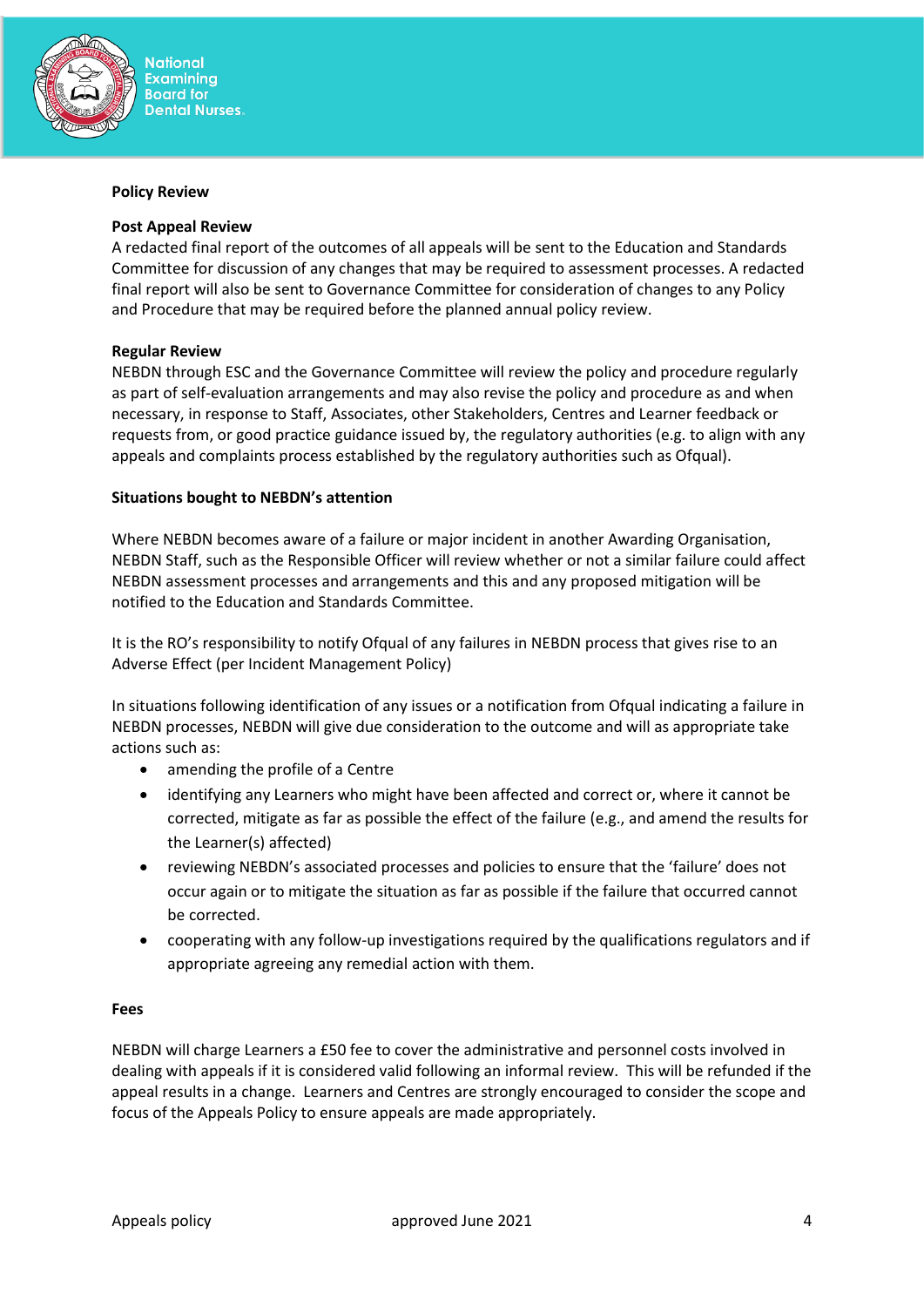**Policy Review**

**Post Appeal Review**

A redacted final report of the outcomes of all appeals will be sent to the Education and Standards Committee for discussion of any changes that may be required to assessment processes. A redacted final report will also be sent to Governance Committee for consideration of changes to any Policy and Procedure that may be required before the planned annual policy review.

**Regular Review**

NEBDN through ESC and the Governance Committee will review the policy and procedure regularly as part of self-evaluation arrangements and may also revise the policy and procedure as and when necessary, in response to Staff, Associates, other Stakeholders, Centres and Learner feedback or requests from, or good practice guidance issued by, the regulatory authorities (e.g. to align with any appeals and complaints process established by the regulatory authorities such as Ofqual).

**Situations bought to NEBDN's attention**

Where NEBDN becomes aware of a failure or major incident in another Awarding Organisation, NEBDN Staff, such as the Responsible Officer will review whether or not a similar failure could affect NEBDN assessment processes and arrangements and this and any proposed mitigation will be notified to the Education and Standards Committee.

It is the RO's responsibility to notify Ofqual of any failures in NEBDN process that gives rise to an Adverse Effect (per Incident Management Policy)

In situations following identification of any issues or a notification from Ofqual indicating a failure in NEBDN processes, NEBDN will give due consideration to the outcome and will as appropriate take actions such as:

- amending the profile of a Centre
- identifying any Learners who might have been affected and correct or, where it cannot be corrected, mitigate as far as possible the effect of the failure (e.g., and amend the results for the Learner(s) affected)
- reviewing NEBDN's associated processes and policies to ensure that the 'failure' does not occur again or to mitigate the situation as far as possible if the failure that occurred cannot be corrected.
- cooperating with any follow-up investigations required by the qualifications regulators and if appropriate agreeing any remedial action with them.

**Fees**

NEBDN will charge Learners a £50 fee to cover the administrative and personnel costs involved in dealing with appeals if it is considered valid following an informal review. This will be refunded if the appeal results in a change. Learners and Centres are strongly encouraged to consider the scope and focus of the Appeals Policy to ensure appeals are made appropriately.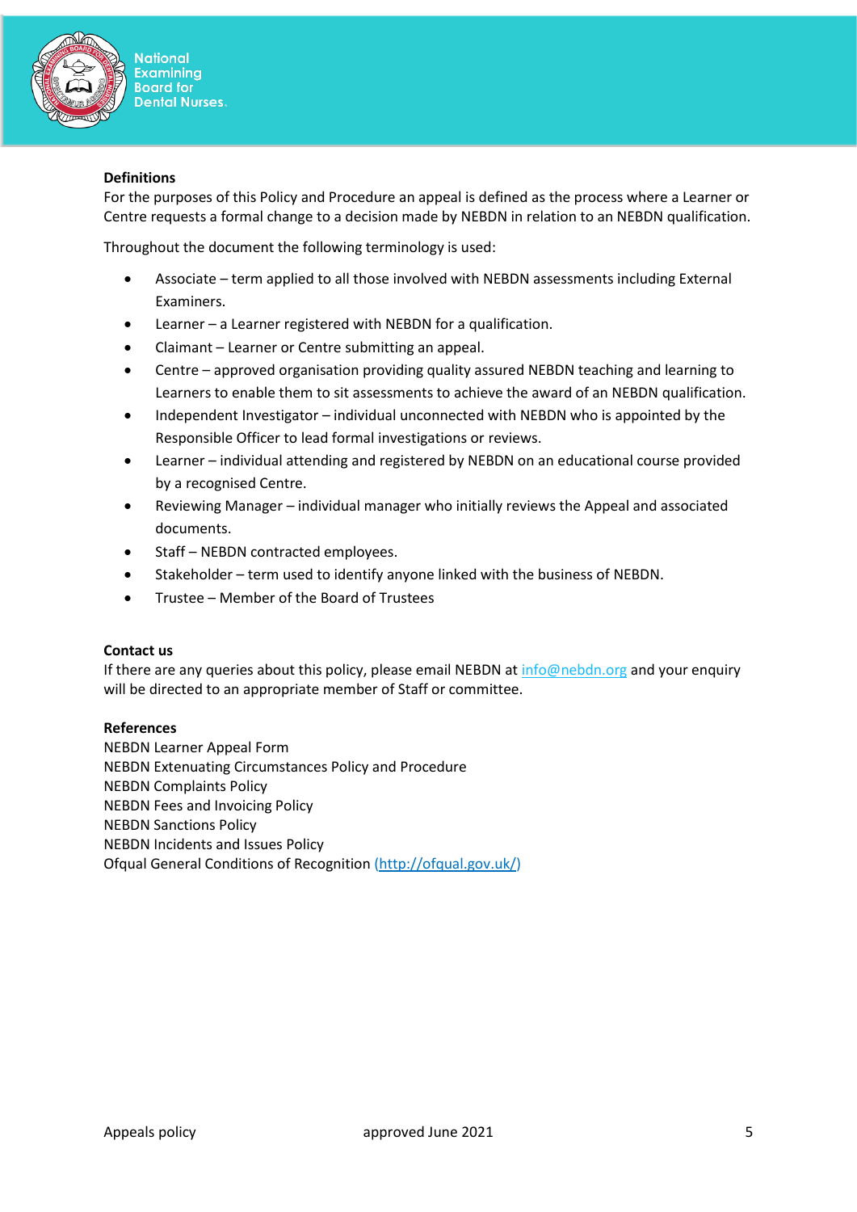**Definitions**

For the purposes of this Policy and Procedure an appeal is defined as the process where a Learner or Centre requests a formal change to a decision made by NEBDN in relation to an NEBDN qualification.

Throughout the document the following terminology is used:

- Associate – term applied to all those involved with NEBDN assessments including External Examiners.
- Learner – a Learner registered with NEBDN for a qualification.
- Claimant – Learner or Centre submitting an appeal.
- Centre – approved organisation providing quality assured NEBDN teaching and learning to Learners to enable them to sit assessments to achieve the award of an NEBDN qualification.
- Independent Investigator – individual unconnected with NEBDN who is appointed by the Responsible Officer to lead formal investigations or reviews.
- Learner – individual attending and registered by NEBDN on an educational course provided by a recognised Centre.
- Reviewing Manager – individual manager who initially reviews the Appeal and associated documents.
- Staff – NEBDN contracted employees.
- Stakeholder – term used to identify anyone linked with the business of NEBDN.
- Trustee – Member of the Board of Trustees

**Contact us**

If there are any queries about this policy, please email NEBDN at info@nebdn.org and your enquiry will be directed to an appropriate member of Staff or committee.

**References**

NEBDN Learner Appeal Form
NEBDN Extenuating Circumstances Policy and Procedure
NEBDN Complaints Policy
NEBDN Fees and Invoicing Policy
NEBDN Sanctions Policy
NEBDN Incidents and Issues Policy
Ofqual General Conditions of Recognition (http://ofqual.gov.uk/)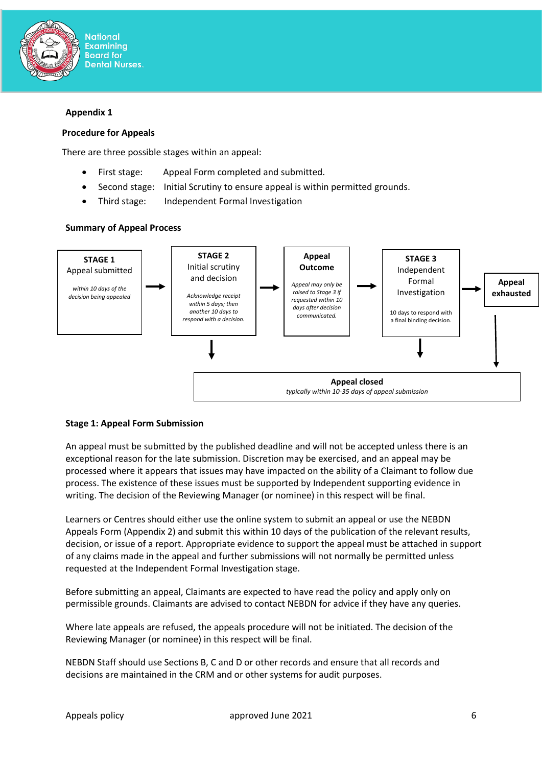**Appendix 1**

**Procedure for Appeals**

There are three possible stages within an appeal:

- First stage: Appeal Form completed and submitted.
- Second stage: Initial Scrutiny to ensure appeal is within permitted grounds.
- Third stage: Independent Formal Investigation

**Summary of Appeal Process**

**STAGE 1**
Appeal submitted
*within 10 days of the decision being appealed*

→

**STAGE 2**
Initial scrutiny and decision
*Acknowledge receipt within 5 days; then another 10 days to respond with a decision.*

→

**Appeal Outcome**
*Appeal may only be raised to Stage 3 if requested within 10 days after decision communicated.*

→

**STAGE 3**
Independent Formal Investigation
10 days to respond with a final binding decision.

→

**Appeal exhausted**

**Appeal closed**
*typically within 10-35 days of appeal submission*

**Stage 1: Appeal Form Submission**

An appeal must be submitted by the published deadline and will not be accepted unless there is an exceptional reason for the late submission. Discretion may be exercised, and an appeal may be processed where it appears that issues may have impacted on the ability of a Claimant to follow due process. The existence of these issues must be supported by Independent supporting evidence in writing. The decision of the Reviewing Manager (or nominee) in this respect will be final.

Learners or Centres should either use the online system to submit an appeal or use the NEBDN Appeals Form (Appendix 2) and submit this within 10 days of the publication of the relevant results, decision, or issue of a report. Appropriate evidence to support the appeal must be attached in support of any claims made in the appeal and further submissions will not normally be permitted unless requested at the Independent Formal Investigation stage.

Before submitting an appeal, Claimants are expected to have read the policy and apply only on permissible grounds. Claimants are advised to contact NEBDN for advice if they have any queries.

Where late appeals are refused, the appeals procedure will not be initiated. The decision of the Reviewing Manager (or nominee) in this respect will be final.

NEBDN Staff should use Sections B, C and D or other records and ensure that all records and decisions are maintained in the CRM and or other systems for audit purposes.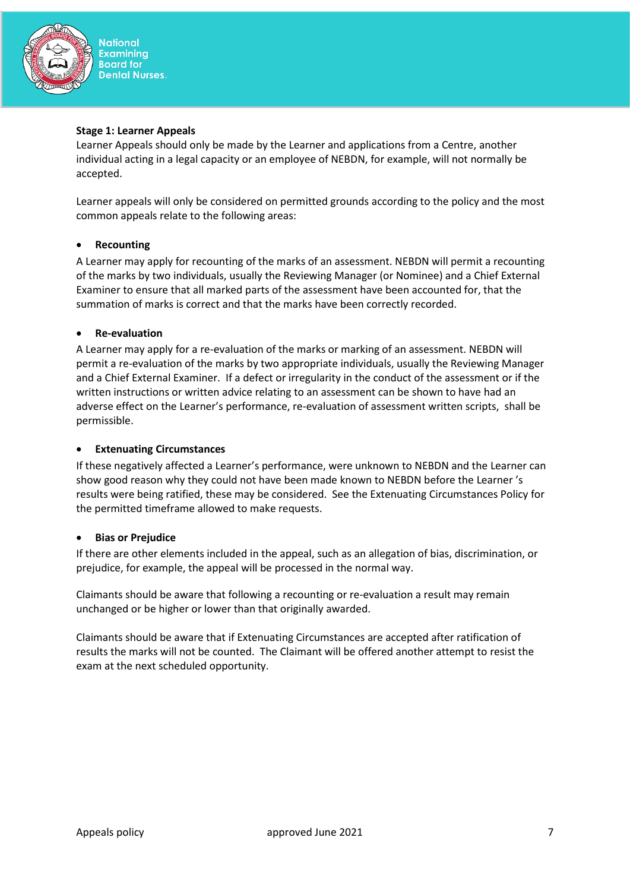**Stage 1: Learner Appeals**

Learner Appeals should only be made by the Learner and applications from a Centre, another individual acting in a legal capacity or an employee of NEBDN, for example, will not normally be accepted.

Learner appeals will only be considered on permitted grounds according to the policy and the most common appeals relate to the following areas:

- **Recounting**

A Learner may apply for recounting of the marks of an assessment. NEBDN will permit a recounting of the marks by two individuals, usually the Reviewing Manager (or Nominee) and a Chief External Examiner to ensure that all marked parts of the assessment have been accounted for, that the summation of marks is correct and that the marks have been correctly recorded.

- **Re-evaluation**

A Learner may apply for a re-evaluation of the marks or marking of an assessment. NEBDN will permit a re-evaluation of the marks by two appropriate individuals, usually the Reviewing Manager and a Chief External Examiner. If a defect or irregularity in the conduct of the assessment or if the written instructions or written advice relating to an assessment can be shown to have had an adverse effect on the Learner's performance, re-evaluation of assessment written scripts, shall be permissible.

- **Extenuating Circumstances**

If these negatively affected a Learner's performance, were unknown to NEBDN and the Learner can show good reason why they could not have been made known to NEBDN before the Learner 's results were being ratified, these may be considered. See the Extenuating Circumstances Policy for the permitted timeframe allowed to make requests.

- **Bias or Prejudice**

If there are other elements included in the appeal, such as an allegation of bias, discrimination, or prejudice, for example, the appeal will be processed in the normal way.

Claimants should be aware that following a recounting or re-evaluation a result may remain unchanged or be higher or lower than that originally awarded.

Claimants should be aware that if Extenuating Circumstances are accepted after ratification of results the marks will not be counted. The Claimant will be offered another attempt to resist the exam at the next scheduled opportunity.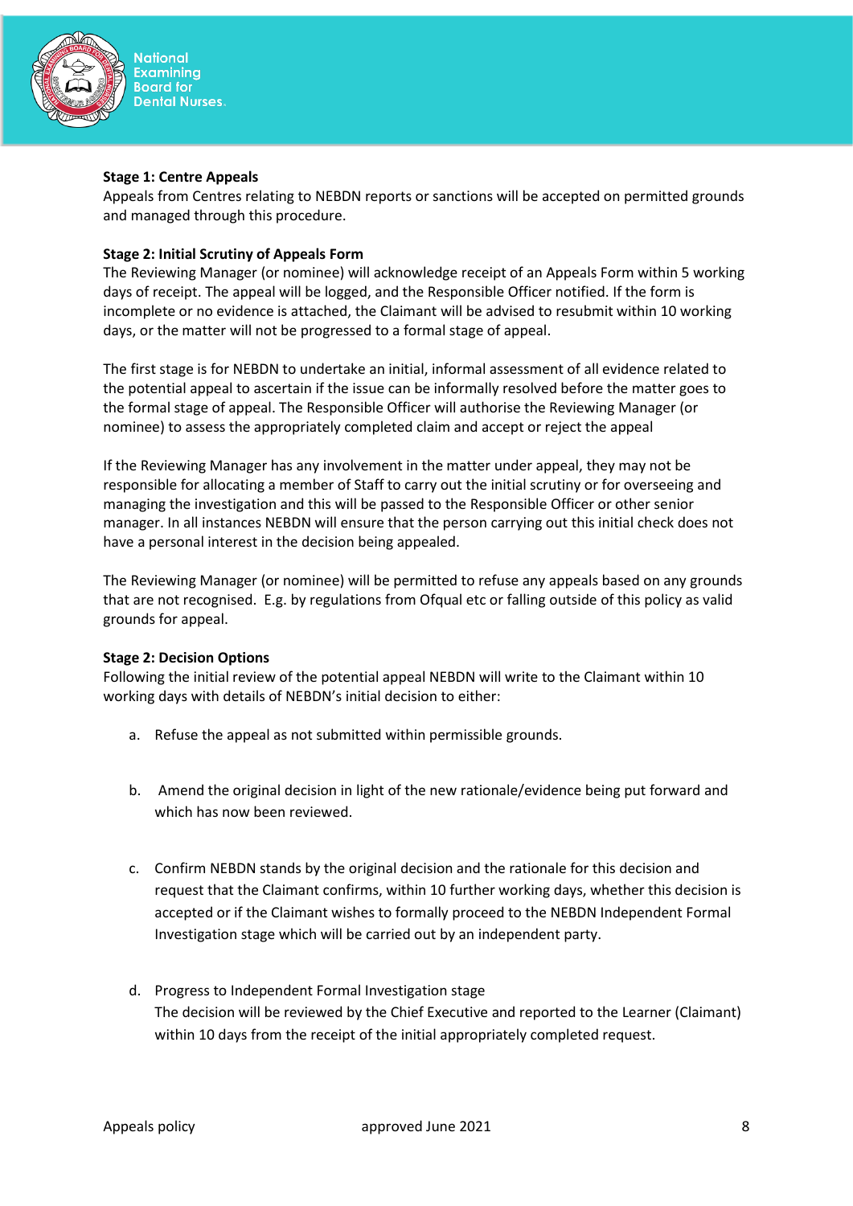**Stage 1: Centre Appeals**

Appeals from Centres relating to NEBDN reports or sanctions will be accepted on permitted grounds and managed through this procedure.

**Stage 2: Initial Scrutiny of Appeals Form**

The Reviewing Manager (or nominee) will acknowledge receipt of an Appeals Form within 5 working days of receipt. The appeal will be logged, and the Responsible Officer notified. If the form is incomplete or no evidence is attached, the Claimant will be advised to resubmit within 10 working days, or the matter will not be progressed to a formal stage of appeal.

The first stage is for NEBDN to undertake an initial, informal assessment of all evidence related to the potential appeal to ascertain if the issue can be informally resolved before the matter goes to the formal stage of appeal. The Responsible Officer will authorise the Reviewing Manager (or nominee) to assess the appropriately completed claim and accept or reject the appeal

If the Reviewing Manager has any involvement in the matter under appeal, they may not be responsible for allocating a member of Staff to carry out the initial scrutiny or for overseeing and managing the investigation and this will be passed to the Responsible Officer or other senior manager. In all instances NEBDN will ensure that the person carrying out this initial check does not have a personal interest in the decision being appealed.

The Reviewing Manager (or nominee) will be permitted to refuse any appeals based on any grounds that are not recognised. E.g. by regulations from Ofqual etc or falling outside of this policy as valid grounds for appeal.

**Stage 2: Decision Options**

Following the initial review of the potential appeal NEBDN will write to the Claimant within 10 working days with details of NEBDN's initial decision to either:

a. Refuse the appeal as not submitted within permissible grounds.

b. Amend the original decision in light of the new rationale/evidence being put forward and which has now been reviewed.

c. Confirm NEBDN stands by the original decision and the rationale for this decision and request that the Claimant confirms, within 10 further working days, whether this decision is accepted or if the Claimant wishes to formally proceed to the NEBDN Independent Formal Investigation stage which will be carried out by an independent party.

d. Progress to Independent Formal Investigation stage
   The decision will be reviewed by the Chief Executive and reported to the Learner (Claimant) within 10 days from the receipt of the initial appropriately completed request.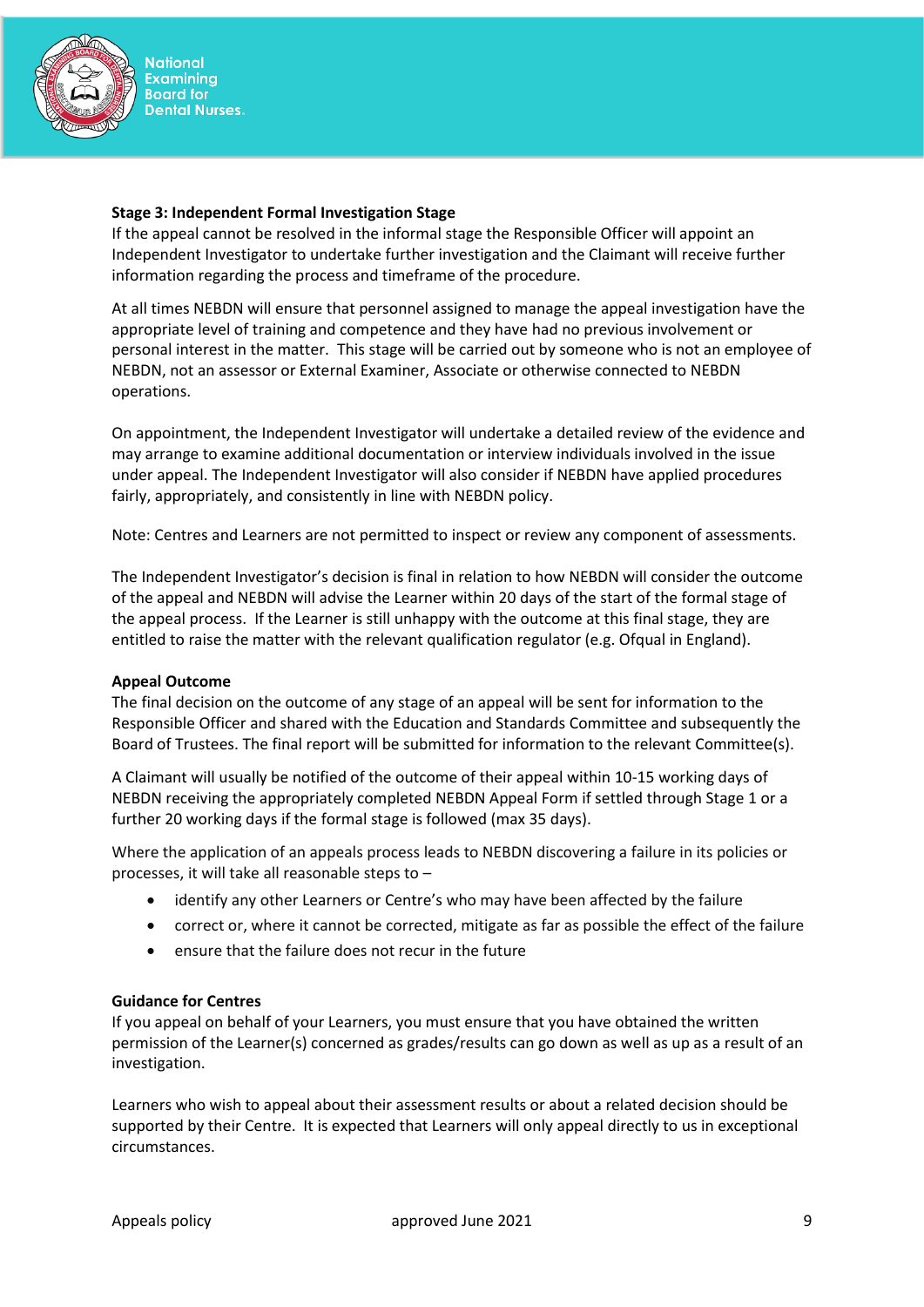**Stage 3: Independent Formal Investigation Stage**

If the appeal cannot be resolved in the informal stage the Responsible Officer will appoint an Independent Investigator to undertake further investigation and the Claimant will receive further information regarding the process and timeframe of the procedure.

At all times NEBDN will ensure that personnel assigned to manage the appeal investigation have the appropriate level of training and competence and they have had no previous involvement or personal interest in the matter. This stage will be carried out by someone who is not an employee of NEBDN, not an assessor or External Examiner, Associate or otherwise connected to NEBDN operations.

On appointment, the Independent Investigator will undertake a detailed review of the evidence and may arrange to examine additional documentation or interview individuals involved in the issue under appeal. The Independent Investigator will also consider if NEBDN have applied procedures fairly, appropriately, and consistently in line with NEBDN policy.

Note: Centres and Learners are not permitted to inspect or review any component of assessments.

The Independent Investigator's decision is final in relation to how NEBDN will consider the outcome of the appeal and NEBDN will advise the Learner within 20 days of the start of the formal stage of the appeal process. If the Learner is still unhappy with the outcome at this final stage, they are entitled to raise the matter with the relevant qualification regulator (e.g. Ofqual in England).

**Appeal Outcome**

The final decision on the outcome of any stage of an appeal will be sent for information to the Responsible Officer and shared with the Education and Standards Committee and subsequently the Board of Trustees. The final report will be submitted for information to the relevant Committee(s).

A Claimant will usually be notified of the outcome of their appeal within 10-15 working days of NEBDN receiving the appropriately completed NEBDN Appeal Form if settled through Stage 1 or a further 20 working days if the formal stage is followed (max 35 days).

Where the application of an appeals process leads to NEBDN discovering a failure in its policies or processes, it will take all reasonable steps to –

- identify any other Learners or Centre's who may have been affected by the failure
- correct or, where it cannot be corrected, mitigate as far as possible the effect of the failure
- ensure that the failure does not recur in the future

**Guidance for Centres**

If you appeal on behalf of your Learners, you must ensure that you have obtained the written permission of the Learner(s) concerned as grades/results can go down as well as up as a result of an investigation.

Learners who wish to appeal about their assessment results or about a related decision should be supported by their Centre. It is expected that Learners will only appeal directly to us in exceptional circumstances.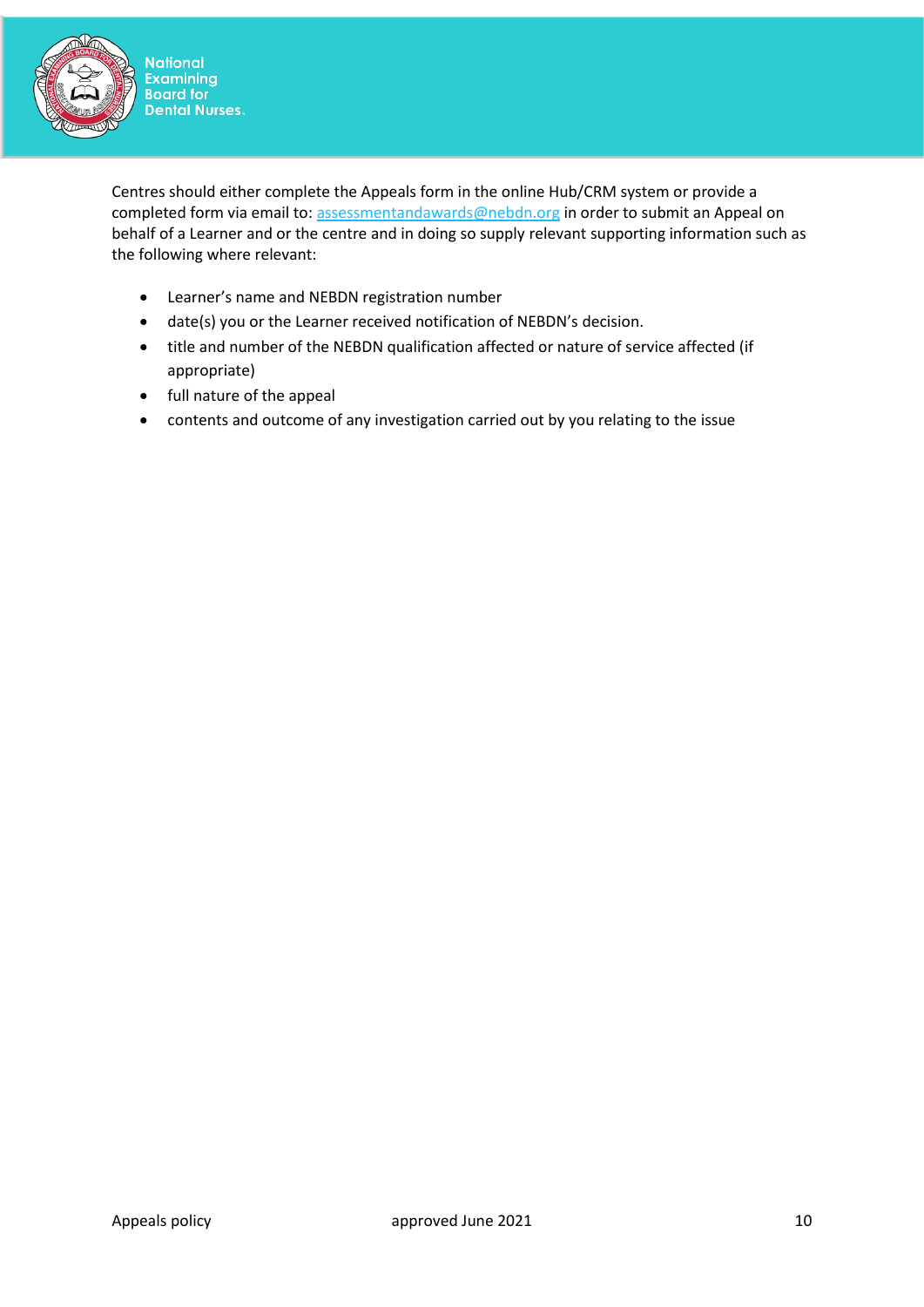Centres should either complete the Appeals form in the online Hub/CRM system or provide a completed form via email to: assessmentandawards@nebdn.org in order to submit an Appeal on behalf of a Learner and or the centre and in doing so supply relevant supporting information such as the following where relevant:

- Learner's name and NEBDN registration number
- date(s) you or the Learner received notification of NEBDN's decision.
- title and number of the NEBDN qualification affected or nature of service affected (if appropriate)
- full nature of the appeal
- contents and outcome of any investigation carried out by you relating to the issue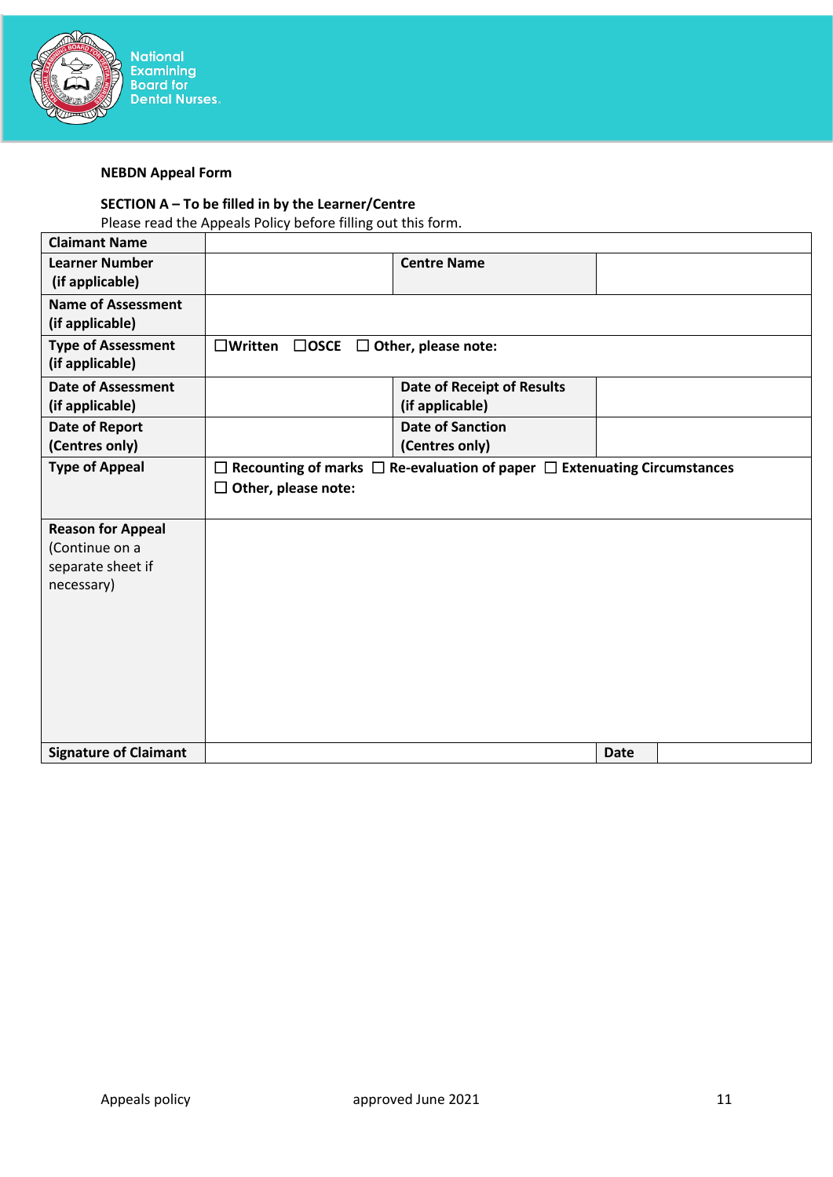National Examining Board for Dental Nurses.

**NEBDN Appeal Form**

**SECTION A – To be filled in by the Learner/Centre**

Please read the Appeals Policy before filling out this form.

| **Claimant Name** | | | |
|---|---|---|---|
| **Learner Number (if applicable)** | | **Centre Name** | |
| **Name of Assessment (if applicable)** | | | |
| **Type of Assessment (if applicable)** | ☐**Written** ☐**OSCE** ☐ **Other, please note:** | | |
| **Date of Assessment (if applicable)** | | **Date of Receipt of Results (if applicable)** | |
| **Date of Report (Centres only)** | | **Date of Sanction (Centres only)** | |
| **Type of Appeal** | ☐ **Recounting of marks** ☐ **Re-evaluation of paper** ☐ **Extenuating Circumstances** ☐ **Other, please note:** | | |
| **Reason for Appeal** (Continue on a separate sheet if necessary) | | | |
| **Signature of Claimant** | | **Date** | |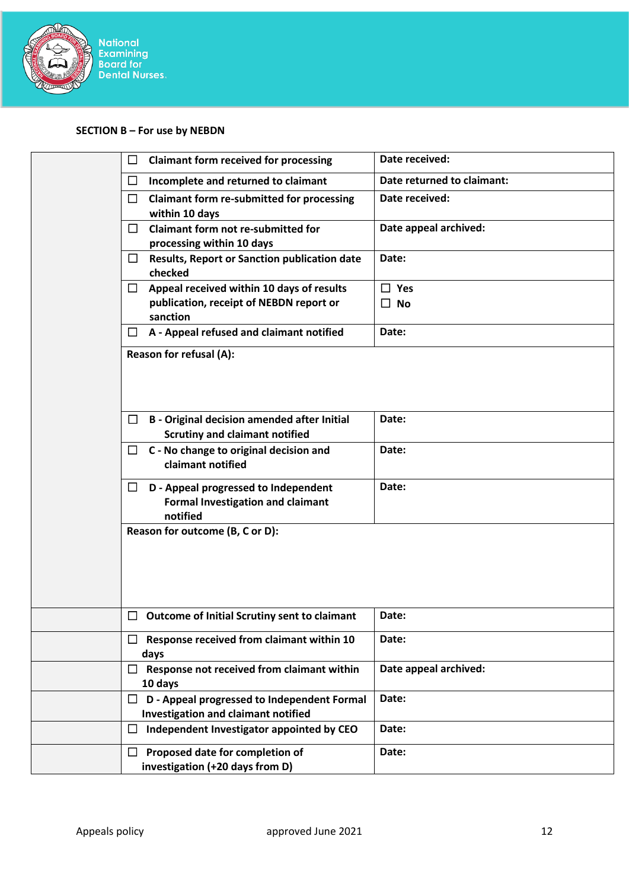**SECTION B – For use by NEBDN**

| | | |
|---|---|---|
| | ☐ Claimant form received for processing | Date received: |
| | ☐ Incomplete and returned to claimant | Date returned to claimant: |
| | ☐ Claimant form re-submitted for processing within 10 days | Date received: |
| | ☐ Claimant form not re-submitted for processing within 10 days | Date appeal archived: |
| | ☐ Results, Report or Sanction publication date checked | Date: |
| | ☐ Appeal received within 10 days of results publication, receipt of NEBDN report or sanction | ☐ Yes ☐ No |
| | ☐ A - Appeal refused and claimant notified | Date: |
| | Reason for refusal (A): | |
| | ☐ B - Original decision amended after Initial Scrutiny and claimant notified | Date: |
| | ☐ C - No change to original decision and claimant notified | Date: |
| | ☐ D - Appeal progressed to Independent Formal Investigation and claimant notified | Date: |
| | Reason for outcome (B, C or D): | |
| | ☐ Outcome of Initial Scrutiny sent to claimant | Date: |
| | ☐ Response received from claimant within 10 days | Date: |
| | ☐ Response not received from claimant within 10 days | Date appeal archived: |
| | ☐ D - Appeal progressed to Independent Formal Investigation and claimant notified | Date: |
| | ☐ Independent Investigator appointed by CEO | Date: |
| | ☐ Proposed date for completion of investigation (+20 days from D) | Date: |

Appeals policy approved June 2021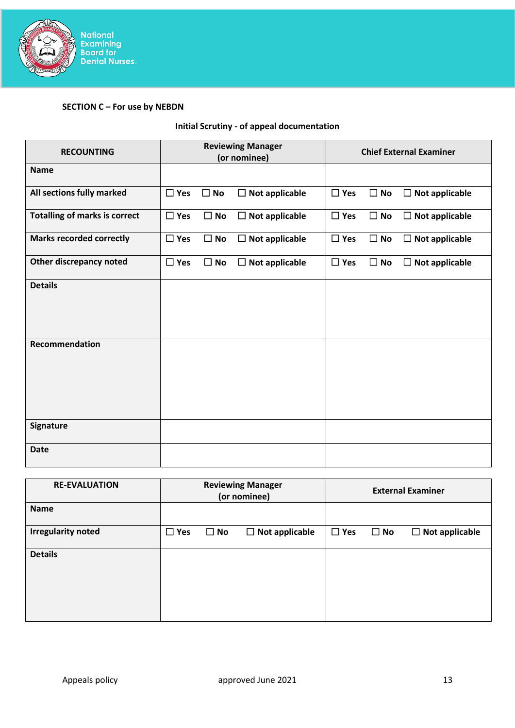**SECTION C – For use by NEBDN**

**Initial Scrutiny - of appeal documentation**

| RECOUNTING | Reviewing Manager (or nominee) | Chief External Examiner |
|---|---|---|
| **Name** | | |
| **All sections fully marked** | ☐ Yes ☐ No ☐ Not applicable | ☐ Yes ☐ No ☐ Not applicable |
| **Totalling of marks is correct** | ☐ Yes ☐ No ☐ Not applicable | ☐ Yes ☐ No ☐ Not applicable |
| **Marks recorded correctly** | ☐ Yes ☐ No ☐ Not applicable | ☐ Yes ☐ No ☐ Not applicable |
| **Other discrepancy noted** | ☐ Yes ☐ No ☐ Not applicable | ☐ Yes ☐ No ☐ Not applicable |
| **Details** | | |
| **Recommendation** | | |
| **Signature** | | |
| **Date** | | |

| RE-EVALUATION | Reviewing Manager (or nominee) | External Examiner |
|---|---|---|
| **Name** | | |
| **Irregularity noted** | ☐ Yes ☐ No ☐ Not applicable | ☐ Yes ☐ No ☐ Not applicable |
| **Details** | | |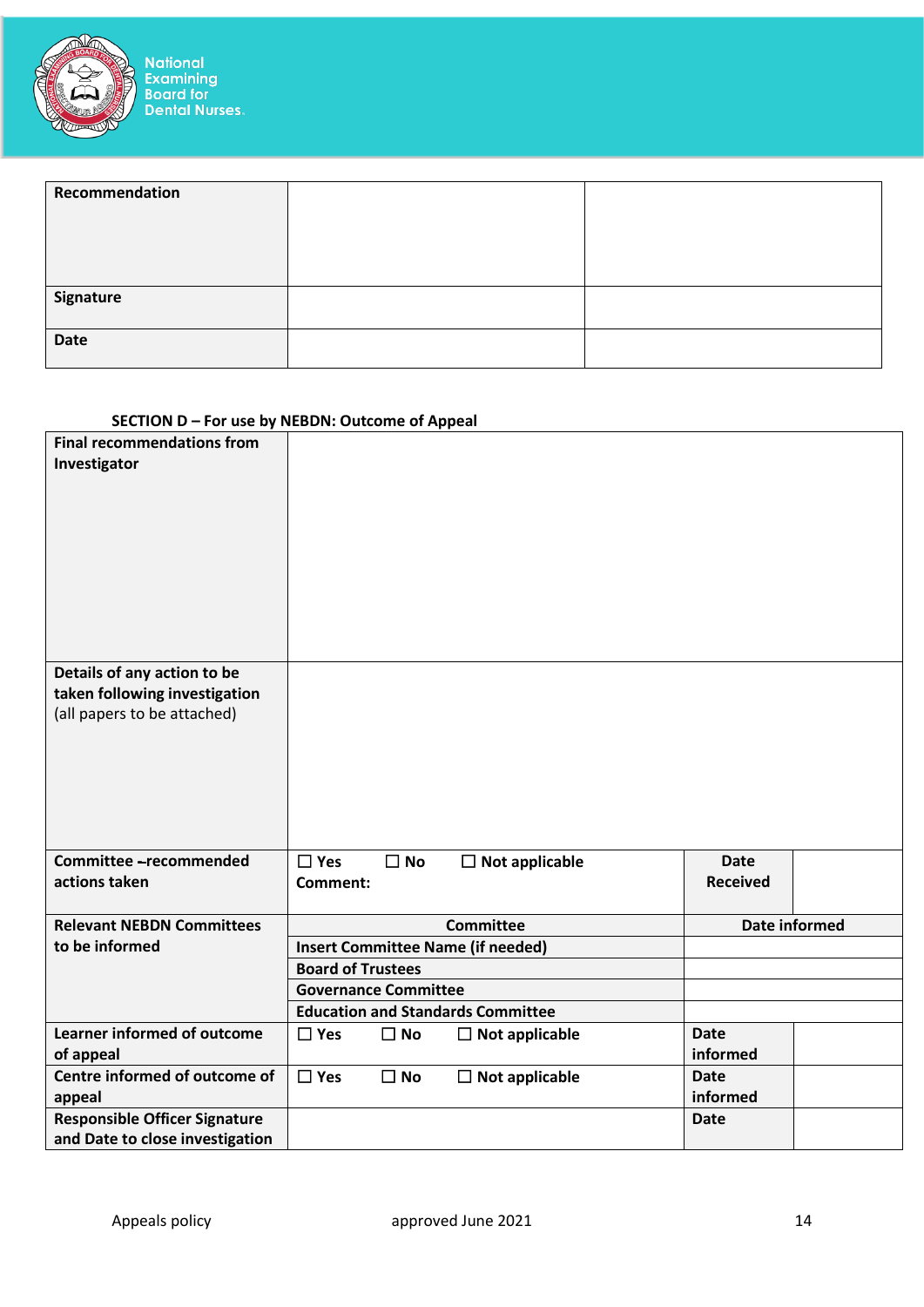| | | |
|---|---|---|
| **Recommendation** | | |
| **Signature** | | |
| **Date** | | |

**SECTION D – For use by NEBDN: Outcome of Appeal**

| | | | |
|---|---|---|---|
| **Final recommendations from Investigator** | | | |
| **Details of any action to be taken following investigation** (all papers to be attached) | | | |
| **Committee –recommended actions taken** | ☐ **Yes** ☐ **No** ☐ **Not applicable** **Comment:** | **Date Received** | |
| **Relevant NEBDN Committees to be informed** | **Committee** | **Date informed** | |
| | **Insert Committee Name (if needed)** | | |
| | **Board of Trustees** | | |
| | **Governance Committee** | | |
| | **Education and Standards Committee** | | |
| **Learner informed of outcome of appeal** | ☐ **Yes** ☐ **No** ☐ **Not applicable** | **Date informed** | |
| **Centre informed of outcome of appeal** | ☐ **Yes** ☐ **No** ☐ **Not applicable** | **Date informed** | |
| **Responsible Officer Signature and Date to close investigation** | | **Date** | |